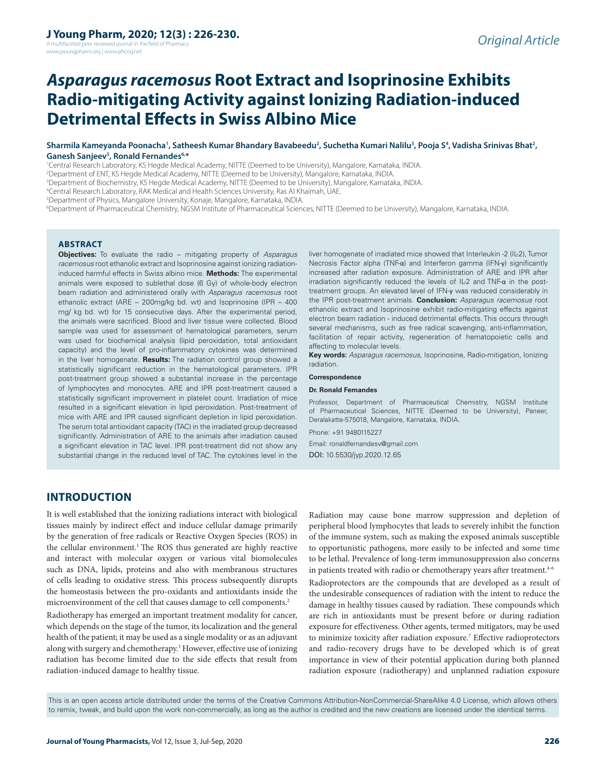Original Article

# *Asparagus racemosus* Root Extract and Isoprinosine Exhibits Radio-mitigating Activity against Ionizing Radiation-induced Detrimental Effects in Swiss Albino Mice

**Sharmila Kameyanda Poonacha[1], Satheesh Kumar Bhandary Bavabeedu[2], Suchetha Kumari Nalilu[3], Pooja S[4], Vadisha Srinivas Bhat[2], Ganesh Sanjeev[5], Ronald Fernandes[6,*]**

[1]Central Research Laboratory, KS Hegde Medical Academy, NITTE (Deemed to be University), Mangalore, Karnataka, INDIA.
[2]Department of ENT, KS Hegde Medical Academy, NITTE (Deemed to be University), Mangalore, Karnataka, INDIA.
[3]Department of Biochemistry, KS Hegde Medical Academy, NITTE (Deemed to be University), Mangalore, Karnataka, INDIA.
[4]Central Research Laboratory, RAK Medical and Health Sciences University, Ras Al Khaimah, UAE.
[5]Department of Physics, Mangalore University, Konaje, Mangalore, Karnataka, INDIA.
[6]Department of Pharmaceutical Chemistry, NGSM Institute of Pharmaceutical Sciences, NITTE (Deemed to be University), Mangalore, Karnataka, INDIA.

## ABSTRACT

**Objectives:** To evaluate the radio – mitigating property of *Asparagus racemosus* root ethanolic extract and Isoprinosine against ionizing radiation-induced harmful effects in Swiss albino mice. **Methods:** The experimental animals were exposed to sublethal dose (6 Gy) of whole-body electron beam radiation and administered orally with *Asparagus racemosus* root ethanolic extract (ARE – 200mg/kg bd. wt) and Isoprinosine (IPR – 400 mg/ kg bd. wt) for 15 consecutive days. After the experimental period, the animals were sacrificed. Blood and liver tissue were collected. Blood sample was used for assessment of hematological parameters, serum was used for biochemical analysis (lipid peroxidation, total antioxidant capacity) and the level of pro-inflammatory cytokines was determined in the liver homogenate. **Results:** The radiation control group showed a statistically significant reduction in the hematological parameters. IPR post-treatment group showed a substantial increase in the percentage of lymphocytes and monocytes. ARE and IPR post-treatment caused a statistically significant improvement in platelet count. Irradiation of mice resulted in a significant elevation in lipid peroxidation. Post-treatment of mice with ARE and IPR caused significant depletion in lipid peroxidation. The serum total antioxidant capacity (TAC) in the irradiated group decreased significantly. Administration of ARE to the animals after irradiation caused a significant elevation in TAC level. IPR post-treatment did not show any substantial change in the reduced level of TAC. The cytokines level in the liver homogenate of irradiated mice showed that Interleukin -2 (IL-2), Tumor Necrosis Factor alpha (TNF-α) and Interferon gamma (IFN-γ) significantly increased after radiation exposure. Administration of ARE and IPR after irradiation significantly reduced the levels of IL-2 and TNF-α in the post-treatment groups. An elevated level of IFN-γ was reduced considerably in the IPR post-treatment animals. **Conclusion:** *Asparagus racemosus* root ethanolic extract and Isoprinosine exhibit radio-mitigating effects against electron beam radiation - induced detrimental effects. This occurs through several mechanisms, such as free radical scavenging, anti-inflammation, facilitation of repair activity, regeneration of hematopoietic cells and affecting to molecular levels.

**Key words:** *Asparagus racemosus*, Isoprinosine, Radio-mitigation, Ionizing radiation.

**Correspondence**

**Dr. Ronald Fernandes**

Professor, Department of Pharmaceutical Chemistry, NGSM Institute of Pharmaceutical Sciences, NITTE (Deemed to be University), Paneer, Deralakatte-575018, Mangalore, Karnataka, INDIA.

Phone: +91 9480115227

Email: ronaldfernandesv@gmail.com

DOI: 10.5530/jyp.2020.12.65

## INTRODUCTION

It is well established that the ionizing radiations interact with biological tissues mainly by indirect effect and induce cellular damage primarily by the generation of free radicals or Reactive Oxygen Species (ROS) in the cellular environment.[1] The ROS thus generated are highly reactive and interact with molecular oxygen or various vital biomolecules such as DNA, lipids, proteins and also with membranous structures of cells leading to oxidative stress. This process subsequently disrupts the homeostasis between the pro-oxidants and antioxidants inside the microenvironment of the cell that causes damage to cell components.[2]

Radiotherapy has emerged an important treatment modality for cancer, which depends on the stage of the tumor, its localization and the general health of the patient; it may be used as a single modality or as an adjuvant along with surgery and chemotherapy.[3] However, effective use of ionizing radiation has become limited due to the side effects that result from radiation-induced damage to healthy tissue.

Radiation may cause bone marrow suppression and depletion of peripheral blood lymphocytes that leads to severely inhibit the function of the immune system, such as making the exposed animals susceptible to opportunistic pathogens, more easily to be infected and some time to be lethal. Prevalence of long-term immunosuppression also concerns in patients treated with radio or chemotherapy years after treatment.[4-6]

Radioprotectors are the compounds that are developed as a result of the undesirable consequences of radiation with the intent to reduce the damage in healthy tissues caused by radiation. These compounds which are rich in antioxidants must be present before or during radiation exposure for effectiveness. Other agents, termed mitigators, may be used to minimize toxicity after radiation exposure.[7] Effective radioprotectors and radio-recovery drugs have to be developed which is of great importance in view of their potential application during both planned radiation exposure (radiotherapy) and unplanned radiation exposure

This is an open access article distributed under the terms of the Creative Commons Attribution-NonCommercial-ShareAlike 4.0 License, which allows others to remix, tweak, and build upon the work non-commercially, as long as the author is credited and the new creations are licensed under the identical terms.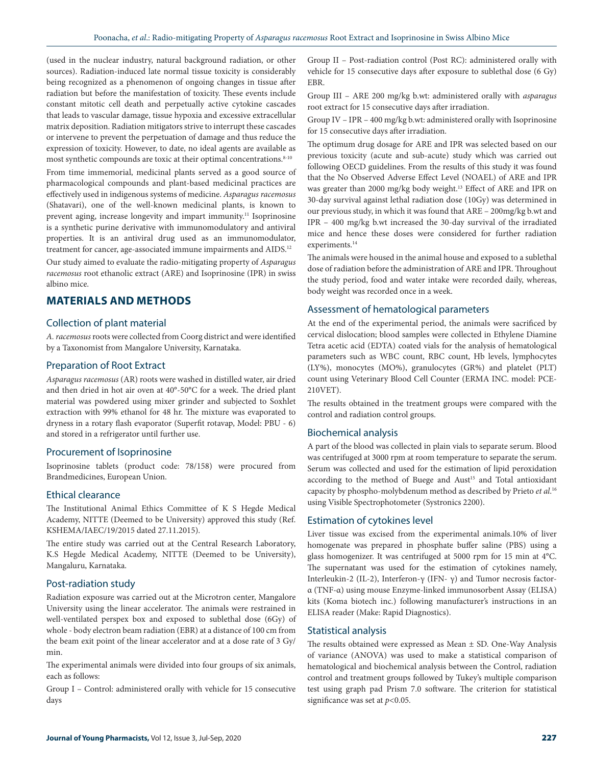(used in the nuclear industry, natural background radiation, or other sources). Radiation-induced late normal tissue toxicity is considerably being recognized as a phenomenon of ongoing changes in tissue after radiation but before the manifestation of toxicity. These events include constant mitotic cell death and perpetually active cytokine cascades that leads to vascular damage, tissue hypoxia and excessive extracellular matrix deposition. Radiation mitigators strive to interrupt these cascades or intervene to prevent the perpetuation of damage and thus reduce the expression of toxicity. However, to date, no ideal agents are available as most synthetic compounds are toxic at their optimal concentrations.[8-10]

From time immemorial, medicinal plants served as a good source of pharmacological compounds and plant-based medicinal practices are effectively used in indigenous systems of medicine. *Asparagus racemosus* (Shatavari), one of the well-known medicinal plants, is known to prevent aging, increase longevity and impart immunity.[11] Isoprinosine is a synthetic purine derivative with immunomodulatory and antiviral properties. It is an antiviral drug used as an immunomodulator, treatment for cancer, age-associated immune impairments and AIDS.[12]

Our study aimed to evaluate the radio-mitigating property of *Asparagus racemosus* root ethanolic extract (ARE) and Isoprinosine (IPR) in swiss albino mice.

## MATERIALS AND METHODS

### Collection of plant material

*A. racemosus* roots were collected from Coorg district and were identified by a Taxonomist from Mangalore University, Karnataka.

### Preparation of Root Extract

*Asparagus racemosus* (AR) roots were washed in distilled water, air dried and then dried in hot air oven at 40°-50°C for a week. The dried plant material was powdered using mixer grinder and subjected to Soxhlet extraction with 99% ethanol for 48 hr. The mixture was evaporated to dryness in a rotary flash evaporator (Superfit rotavap, Model: PBU - 6) and stored in a refrigerator until further use.

### Procurement of Isoprinosine

Isoprinosine tablets (product code: 78/158) were procured from Brandmedicines, European Union.

### Ethical clearance

The Institutional Animal Ethics Committee of K S Hegde Medical Academy, NITTE (Deemed to be University) approved this study (Ref. KSHEMA/IAEC/19/2015 dated 27.11.2015).

The entire study was carried out at the Central Research Laboratory, K.S Hegde Medical Academy, NITTE (Deemed to be University), Mangaluru, Karnataka.

### Post-radiation study

Radiation exposure was carried out at the Microtron center, Mangalore University using the linear accelerator. The animals were restrained in well-ventilated perspex box and exposed to sublethal dose (6Gy) of whole - body electron beam radiation (EBR) at a distance of 100 cm from the beam exit point of the linear accelerator and at a dose rate of 3 Gy/min.

The experimental animals were divided into four groups of six animals, each as follows:

Group I – Control: administered orally with vehicle for 15 consecutive days

Group II – Post-radiation control (Post RC): administered orally with vehicle for 15 consecutive days after exposure to sublethal dose (6 Gy) EBR.

Group III – ARE 200 mg/kg b.wt: administered orally with *asparagus* root extract for 15 consecutive days after irradiation.

Group IV – IPR – 400 mg/kg b.wt: administered orally with Isoprinosine for 15 consecutive days after irradiation.

The optimum drug dosage for ARE and IPR was selected based on our previous toxicity (acute and sub-acute) study which was carried out following OECD guidelines. From the results of this study it was found that the No Observed Adverse Effect Level (NOAEL) of ARE and IPR was greater than 2000 mg/kg body weight.[13] Effect of ARE and IPR on 30-day survival against lethal radiation dose (10Gy) was determined in our previous study, in which it was found that ARE – 200mg/kg b.wt and IPR – 400 mg/kg b.wt increased the 30-day survival of the irradiated mice and hence these doses were considered for further radiation experiments.[14]

The animals were housed in the animal house and exposed to a sublethal dose of radiation before the administration of ARE and IPR. Throughout the study period, food and water intake were recorded daily, whereas, body weight was recorded once in a week.

### Assessment of hematological parameters

At the end of the experimental period, the animals were sacrificed by cervical dislocation; blood samples were collected in Ethylene Diamine Tetra acetic acid (EDTA) coated vials for the analysis of hematological parameters such as WBC count, RBC count, Hb levels, lymphocytes (LY%), monocytes (MO%), granulocytes (GR%) and platelet (PLT) count using Veterinary Blood Cell Counter (ERMA INC. model: PCE-210VET).

The results obtained in the treatment groups were compared with the control and radiation control groups.

### Biochemical analysis

A part of the blood was collected in plain vials to separate serum. Blood was centrifuged at 3000 rpm at room temperature to separate the serum. Serum was collected and used for the estimation of lipid peroxidation according to the method of Buege and Aust[15] and Total antioxidant capacity by phospho-molybdenum method as described by Prieto *et al.*[16] using Visible Spectrophotometer (Systronics 2200).

### Estimation of cytokines level

Liver tissue was excised from the experimental animals.10% of liver homogenate was prepared in phosphate buffer saline (PBS) using a glass homogenizer. It was centrifuged at 5000 rpm for 15 min at 4°C. The supernatant was used for the estimation of cytokines namely, Interleukin-2 (IL-2), Interferon-γ (IFN- γ) and Tumor necrosis factor-α (TNF-α) using mouse Enzyme-linked immunosorbent Assay (ELISA) kits (Koma biotech inc.) following manufacturer's instructions in an ELISA reader (Make: Rapid Diagnostics).

### Statistical analysis

The results obtained were expressed as Mean ± SD. One-Way Analysis of variance (ANOVA) was used to make a statistical comparison of hematological and biochemical analysis between the Control, radiation control and treatment groups followed by Tukey's multiple comparison test using graph pad Prism 7.0 software. The criterion for statistical significance was set at $p<0.05$.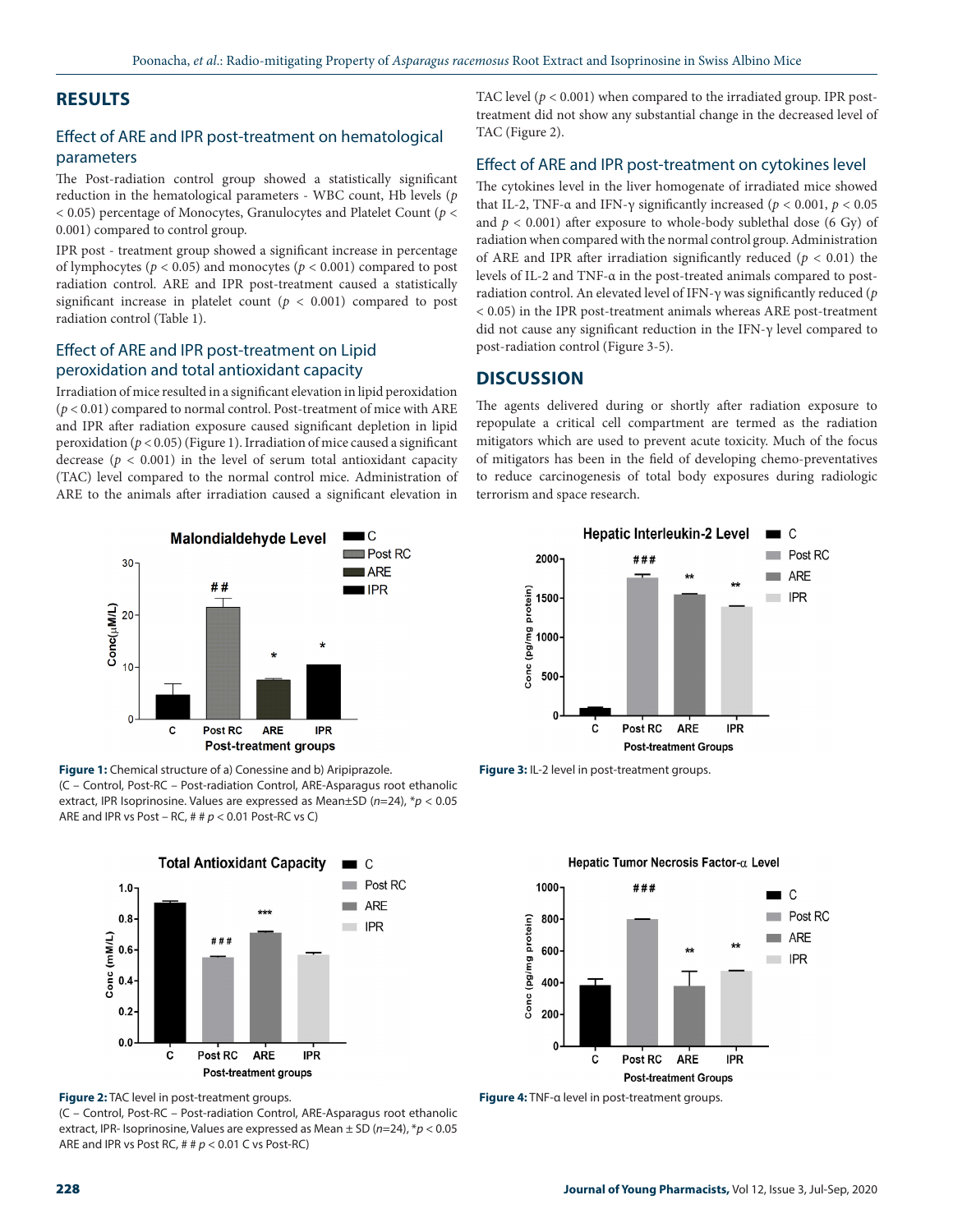## RESULTS

### Effect of ARE and IPR post-treatment on hematological parameters

The Post-radiation control group showed a statistically significant reduction in the hematological parameters - WBC count, Hb levels ($p < 0.05$) percentage of Monocytes, Granulocytes and Platelet Count ($p < 0.001$) compared to control group.

IPR post - treatment group showed a significant increase in percentage of lymphocytes ($p < 0.05$) and monocytes ($p < 0.001$) compared to post radiation control. ARE and IPR post-treatment caused a statistically significant increase in platelet count ($p < 0.001$) compared to post radiation control (Table 1).

### Effect of ARE and IPR post-treatment on Lipid peroxidation and total antioxidant capacity

Irradiation of mice resulted in a significant elevation in lipid peroxidation ($p < 0.01$) compared to normal control. Post-treatment of mice with ARE and IPR after radiation exposure caused significant depletion in lipid peroxidation ($p < 0.05$) (Figure 1). Irradiation of mice caused a significant decrease ($p < 0.001$) in the level of serum total antioxidant capacity (TAC) level compared to the normal control mice. Administration of ARE to the animals after irradiation caused a significant elevation in TAC level ($p < 0.001$) when compared to the irradiated group. IPR post-treatment did not show any substantial change in the decreased level of TAC (Figure 2).

### Effect of ARE and IPR post-treatment on cytokines level

The cytokines level in the liver homogenate of irradiated mice showed that IL-2, TNF-α and IFN-γ significantly increased ($p < 0.001$, $p < 0.05$ and $p < 0.001$) after exposure to whole-body sublethal dose (6 Gy) of radiation when compared with the normal control group. Administration of ARE and IPR after irradiation significantly reduced ($p < 0.01$) the levels of IL-2 and TNF-α in the post-treated animals compared to post-radiation control. An elevated level of IFN-γ was significantly reduced ($p < 0.05$) in the IPR post-treatment animals whereas ARE post-treatment did not cause any significant reduction in the IFN-γ level compared to post-radiation control (Figure 3-5).

## DISCUSSION

The agents delivered during or shortly after radiation exposure to repopulate a critical cell compartment are termed as the radiation mitigators which are used to prevent acute toxicity. Much of the focus of mitigators has been in the field of developing chemo-preventatives to reduce carcinogenesis of total body exposures during radiologic terrorism and space research.

**Figure 1:** Chemical structure of a) Conessine and b) Aripiprazole.
(C – Control, Post-RC – Post-radiation Control, ARE-Asparagus root ethanolic extract, IPR Isoprinosine. Values are expressed as Mean±SD ($n$=24), *$p < 0.05$ ARE and IPR vs Post – RC, # # $p < 0.01$ Post-RC vs C)

**Figure 2:** TAC level in post-treatment groups.
(C – Control, Post-RC – Post-radiation Control, ARE-Asparagus root ethanolic extract, IPR- Isoprinosine, Values are expressed as Mean ± SD ($n$=24), *$p < 0.05$ ARE and IPR vs Post RC, # # $p < 0.01$ C vs Post-RC)

**Figure 3:** IL-2 level in post-treatment groups.

**Figure 4:** TNF-α level in post-treatment groups.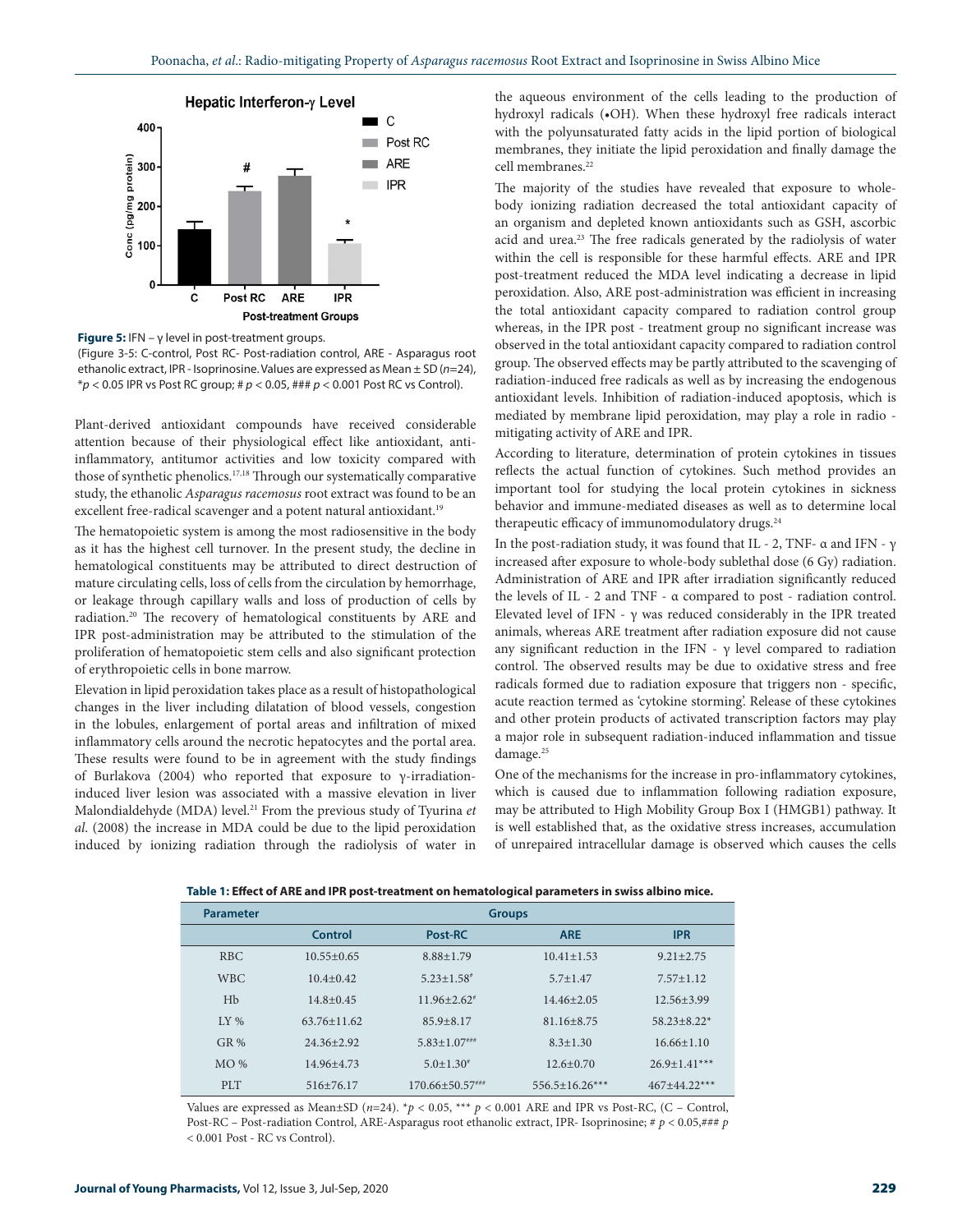Hepatic Interferon-γ Level

**Figure 5:** IFN – γ level in post-treatment groups.
(Figure 3-5: C-control, Post RC- Post-radiation control, ARE - Asparagus root ethanolic extract, IPR - Isoprinosine. Values are expressed as Mean ± SD ($n$=24), *$p$ < 0.05 IPR vs Post RC group; # $p$ < 0.05, ### $p$ < 0.001 Post RC vs Control).

Plant-derived antioxidant compounds have received considerable attention because of their physiological effect like antioxidant, anti-inflammatory, antitumor activities and low toxicity compared with those of synthetic phenolics.[17,18] Through our systematically comparative study, the ethanolic *Asparagus racemosus* root extract was found to be an excellent free-radical scavenger and a potent natural antioxidant.[19]

The hematopoietic system is among the most radiosensitive in the body as it has the highest cell turnover. In the present study, the decline in hematological constituents may be attributed to direct destruction of mature circulating cells, loss of cells from the circulation by hemorrhage, or leakage through capillary walls and loss of production of cells by radiation.[20] The recovery of hematological constituents by ARE and IPR post-administration may be attributed to the stimulation of the proliferation of hematopoietic stem cells and also significant protection of erythropoietic cells in bone marrow.

Elevation in lipid peroxidation takes place as a result of histopathological changes in the liver including dilatation of blood vessels, congestion in the lobules, enlargement of portal areas and infiltration of mixed inflammatory cells around the necrotic hepatocytes and the portal area. These results were found to be in agreement with the study findings of Burlakova (2004) who reported that exposure to γ-irradiation-induced liver lesion was associated with a massive elevation in liver Malondialdehyde (MDA) level.[21] From the previous study of Tyurina *et al*. (2008) the increase in MDA could be due to the lipid peroxidation induced by ionizing radiation through the radiolysis of water in the aqueous environment of the cells leading to the production of hydroxyl radicals (•OH). When these hydroxyl free radicals interact with the polyunsaturated fatty acids in the lipid portion of biological membranes, they initiate the lipid peroxidation and finally damage the cell membranes.[22]

The majority of the studies have revealed that exposure to whole-body ionizing radiation decreased the total antioxidant capacity of an organism and depleted known antioxidants such as GSH, ascorbic acid and urea.[23] The free radicals generated by the radiolysis of water within the cell is responsible for these harmful effects. ARE and IPR post-treatment reduced the MDA level indicating a decrease in lipid peroxidation. Also, ARE post-administration was efficient in increasing the total antioxidant capacity compared to radiation control group whereas, in the IPR post - treatment group no significant increase was observed in the total antioxidant capacity compared to radiation control group. The observed effects may be partly attributed to the scavenging of radiation-induced free radicals as well as by increasing the endogenous antioxidant levels. Inhibition of radiation-induced apoptosis, which is mediated by membrane lipid peroxidation, may play a role in radio - mitigating activity of ARE and IPR.

According to literature, determination of protein cytokines in tissues reflects the actual function of cytokines. Such method provides an important tool for studying the local protein cytokines in sickness behavior and immune-mediated diseases as well as to determine local therapeutic efficacy of immunomodulatory drugs.[24]

In the post-radiation study, it was found that IL - 2, TNF- α and IFN - γ increased after exposure to whole-body sublethal dose (6 Gy) radiation. Administration of ARE and IPR after irradiation significantly reduced the levels of IL - 2 and TNF - α compared to post - radiation control. Elevated level of IFN - γ was reduced considerably in the IPR treated animals, whereas ARE treatment after radiation exposure did not cause any significant reduction in the IFN - γ level compared to radiation control. The observed results may be due to oxidative stress and free radicals formed due to radiation exposure that triggers non - specific, acute reaction termed as 'cytokine storming'. Release of these cytokines and other protein products of activated transcription factors may play a major role in subsequent radiation-induced inflammation and tissue damage.[25]

One of the mechanisms for the increase in pro-inflammatory cytokines, which is caused due to inflammation following radiation exposure, may be attributed to High Mobility Group Box I (HMGB1) pathway. It is well established that, as the oxidative stress increases, accumulation of unrepaired intracellular damage is observed which causes the cells

**Table 1: Effect of ARE and IPR post-treatment on hematological parameters in swiss albino mice.**

| Parameter | Groups | | | |
|---|---|---|---|---|
| | Control | Post-RC | ARE | IPR |
| RBC | 10.55±0.65 | 8.88±1.79 | 10.41±1.53 | 9.21±2.75 |
| WBC | 10.4±0.42 | 5.23±1.58# | 5.7±1.47 | 7.57±1.12 |
| Hb | 14.8±0.45 | 11.96±2.62# | 14.46±2.05 | 12.56±3.99 |
| LY % | 63.76±11.62 | 85.9±8.17 | 81.16±8.75 | 58.23±8.22* |
| GR % | 24.36±2.92 | 5.83±1.07### | 8.3±1.30 | 16.66±1.10 |
| MO % | 14.96±4.73 | 5.0±1.30# | 12.6±0.70 | 26.9±1.41*** |
| PLT | 516±76.17 | 170.66±50.57### | 556.5±16.26*** | 467±44.22*** |

Values are expressed as Mean±SD ($n$=24). *$p$ < 0.05, *** $p$ < 0.001 ARE and IPR vs Post-RC, (C – Control, Post-RC – Post-radiation Control, ARE-Asparagus root ethanolic extract, IPR- Isoprinosine; # $p$ < 0.05,### $p$ < 0.001 Post - RC vs Control).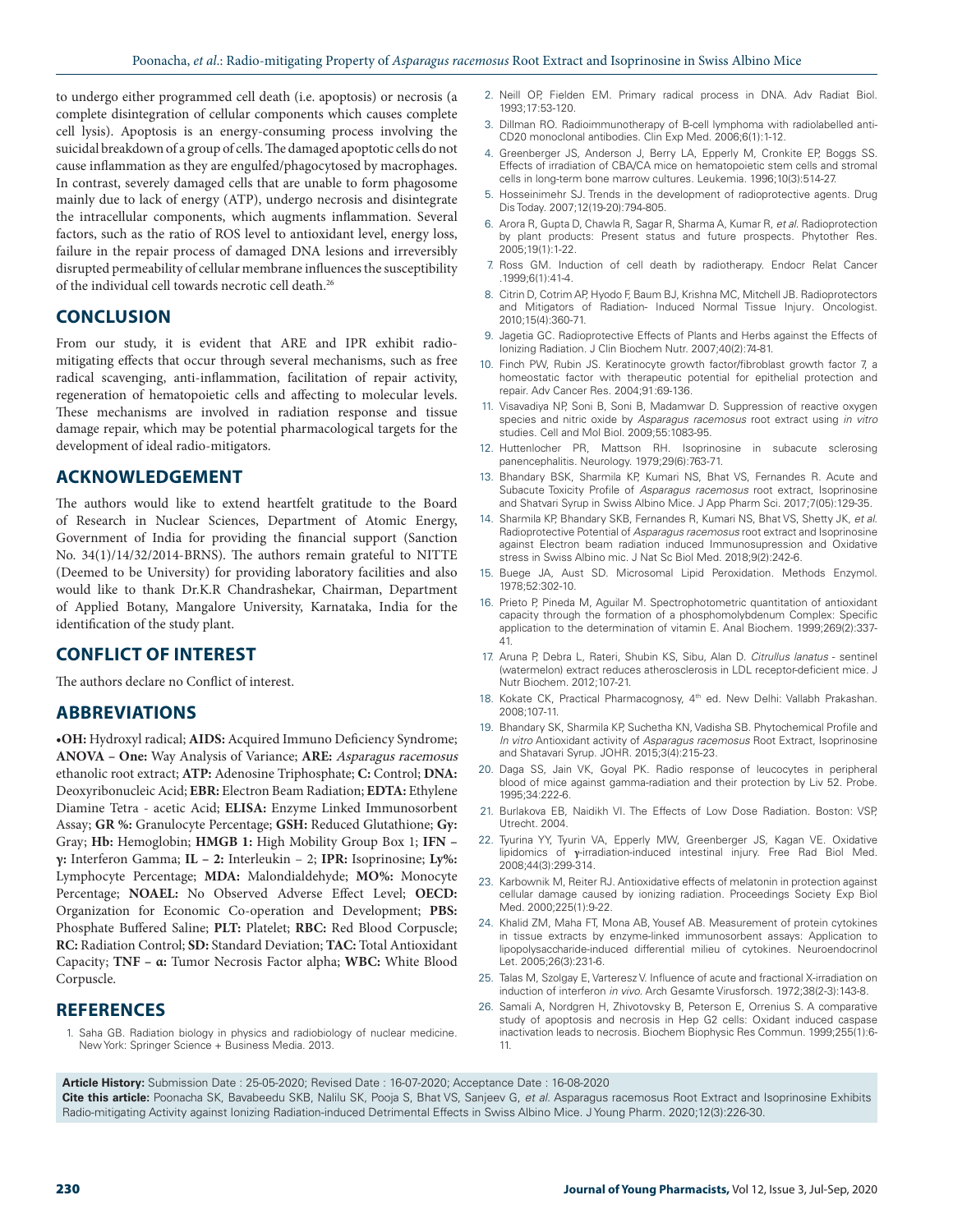to undergo either programmed cell death (i.e. apoptosis) or necrosis (a complete disintegration of cellular components which causes complete cell lysis). Apoptosis is an energy-consuming process involving the suicidal breakdown of a group of cells. The damaged apoptotic cells do not cause inflammation as they are engulfed/phagocytosed by macrophages. In contrast, severely damaged cells that are unable to form phagosome mainly due to lack of energy (ATP), undergo necrosis and disintegrate the intracellular components, which augments inflammation. Several factors, such as the ratio of ROS level to antioxidant level, energy loss, failure in the repair process of damaged DNA lesions and irreversibly disrupted permeability of cellular membrane influences the susceptibility of the individual cell towards necrotic cell death.[26]

## CONCLUSION

From our study, it is evident that ARE and IPR exhibit radio-mitigating effects that occur through several mechanisms, such as free radical scavenging, anti-inflammation, facilitation of repair activity, regeneration of hematopoietic cells and affecting to molecular levels. These mechanisms are involved in radiation response and tissue damage repair, which may be potential pharmacological targets for the development of ideal radio-mitigators.

## ACKNOWLEDGEMENT

The authors would like to extend heartfelt gratitude to the Board of Research in Nuclear Sciences, Department of Atomic Energy, Government of India for providing the financial support (Sanction No. 34(1)/14/32/2014-BRNS). The authors remain grateful to NITTE (Deemed to be University) for providing laboratory facilities and also would like to thank Dr.K.R Chandrashekar, Chairman, Department of Applied Botany, Mangalore University, Karnataka, India for the identification of the study plant.

## CONFLICT OF INTEREST

The authors declare no Conflict of interest.

## ABBREVIATIONS

**•OH:** Hydroxyl radical; **AIDS:** Acquired Immuno Deficiency Syndrome; **ANOVA – One:** Way Analysis of Variance; **ARE:** *Asparagus racemosus* ethanolic root extract; **ATP:** Adenosine Triphosphate; **C:** Control; **DNA:** Deoxyribonucleic Acid; **EBR:** Electron Beam Radiation; **EDTA:** Ethylene Diamine Tetra - acetic Acid; **ELISA:** Enzyme Linked Immunosorbent Assay; **GR %:** Granulocyte Percentage; **GSH:** Reduced Glutathione; **Gy:** Gray; **Hb:** Hemoglobin; **HMGB 1:** High Mobility Group Box 1; **IFN – γ:** Interferon Gamma; **IL – 2:** Interleukin – 2; **IPR:** Isoprinosine; **Ly%:** Lymphocyte Percentage; **MDA:** Malondialdehyde; **MO%:** Monocyte Percentage; **NOAEL:** No Observed Adverse Effect Level; **OECD:** Organization for Economic Co-operation and Development; **PBS:** Phosphate Buffered Saline; **PLT:** Platelet; **RBC:** Red Blood Corpuscle; **RC:** Radiation Control; **SD:** Standard Deviation; **TAC:** Total Antioxidant Capacity; **TNF – α:** Tumor Necrosis Factor alpha; **WBC:** White Blood Corpuscle.

## REFERENCES

1. Saha GB. Radiation biology in physics and radiobiology of nuclear medicine. New York: Springer Science + Business Media. 2013.
2. Neill OP, Fielden EM. Primary radical process in DNA. Adv Radiat Biol. 1993;17:53-120.
3. Dillman RO. Radioimmunotherapy of B-cell lymphoma with radiolabelled anti-CD20 monoclonal antibodies. Clin Exp Med. 2006;6(1):1-12.
4. Greenberger JS, Anderson J, Berry LA, Epperly M, Cronkite EP, Boggs SS. Effects of irradiation of CBA/CA mice on hematopoietic stem cells and stromal cells in long-term bone marrow cultures. Leukemia. 1996;10(3):514-27.
5. Hosseinimehr SJ. Trends in the development of radioprotective agents. Drug Dis Today. 2007;12(19-20):794-805.
6. Arora R, Gupta D, Chawla R, Sagar R, Sharma A, Kumar R, *et al.* Radioprotection by plant products: Present status and future prospects. Phytother Res. 2005;19(1):1-22.
7. Ross GM. Induction of cell death by radiotherapy. Endocr Relat Cancer .1999;6(1):41-4.
8. Citrin D, Cotrim AP, Hyodo F, Baum BJ, Krishna MC, Mitchell JB. Radioprotectors and Mitigators of Radiation- Induced Normal Tissue Injury. Oncologist. 2010;15(4):360-71.
9. Jagetia GC. Radioprotective Effects of Plants and Herbs against the Effects of Ionizing Radiation. J Clin Biochem Nutr. 2007;40(2):74-81.
10. Finch PW, Rubin JS. Keratinocyte growth factor/fibroblast growth factor 7, a homeostatic factor with therapeutic potential for epithelial protection and repair. Adv Cancer Res. 2004;91:69-136.
11. Visavadiya NP, Soni B, Soni B, Madamwar D. Suppression of reactive oxygen species and nitric oxide by *Asparagus racemosus* root extract using *in vitro* studies. Cell and Mol Biol. 2009;55:1083-95.
12. Huttenlocher PR, Mattson RH. Isoprinosine in subacute sclerosing panencephalitis. Neurology. 1979;29(6):763-71.
13. Bhandary BSK, Sharmila KP, Kumari NS, Bhat VS, Fernandes R. Acute and Subacute Toxicity Profile of *Asparagus racemosus* root extract, Isoprinosine and Shatvari Syrup in Swiss Albino Mice. J App Pharm Sci. 2017;7(05):129-35.
14. Sharmila KP, Bhandary SKB, Fernandes R, Kumari NS, Bhat VS, Shetty JK, *et al.* Radioprotective Potential of *Asparagus racemosus* root extract and Isoprinosine against Electron beam radiation induced Immunosupression and Oxidative stress in Swiss Albino mic. J Nat Sc Biol Med. 2018;9(2):242-6.
15. Buege JA, Aust SD. Microsomal Lipid Peroxidation. Methods Enzymol. 1978;52:302-10.
16. Prieto P, Pineda M, Aguilar M. Spectrophotometric quantitation of antioxidant capacity through the formation of a phosphomolybdenum Complex: Specific application to the determination of vitamin E. Anal Biochem. 1999;269(2):337-41.
17. Aruna P, Debra L, Rateri, Shubin KS, Sibu, Alan D. *Citrullus lanatus* - sentinel (watermelon) extract reduces atherosclerosis in LDL receptor-deficient mice. J Nutr Biochem. 2012;107-21.
18. Kokate CK, Practical Pharmacognosy, 4th ed. New Delhi: Vallabh Prakashan. 2008;107-11.
19. Bhandary SK, Sharmila KP, Suchetha KN, Vadisha SB. Phytochemical Profile and *In vitro* Antioxidant activity of *Asparagus racemosus* Root Extract, Isoprinosine and Shatavari Syrup. JOHR. 2015;3(4):215-23.
20. Daga SS, Jain VK, Goyal PK. Radio response of leucocytes in peripheral blood of mice against gamma-radiation and their protection by Liv 52. Probe. 1995;34:222-6.
21. Burlakova EB, Naidikh VI. The Effects of Low Dose Radiation. Boston: VSP, Utrecht. 2004.
22. Tyurina YY, Tyurin VA, Epperly MW, Greenberger JS, Kagan VE. Oxidative lipidomics of γ-irradiation-induced intestinal injury. Free Rad Biol Med. 2008;44(3):299-314.
23. Karbownik M, Reiter RJ. Antioxidative effects of melatonin in protection against cellular damage caused by ionizing radiation. Proceedings Society Exp Biol Med. 2000;225(1):9-22.
24. Khalid ZM, Maha FT, Mona AB, Yousef AB. Measurement of protein cytokines in tissue extracts by enzyme-linked immunosorbent assays: Application to lipopolysaccharide-induced differential milieu of cytokines. Neuroendocrinol Let. 2005;26(3):231-6.
25. Talas M, Szolgay E, Varteresz V. Influence of acute and fractional X-irradiation on induction of interferon *in vivo*. Arch Gesamte Virusforsch. 1972;38(2-3):143-8.
26. Samali A, Nordgren H, Zhivotovsky B, Peterson E, Orrenius S. A comparative study of apoptosis and necrosis in Hep G2 cells: Oxidant induced caspase inactivation leads to necrosis. Biochem Biophysic Res Commun. 1999;255(1):6-11.

**Article History:** Submission Date : 25-05-2020; Revised Date : 16-07-2020; Acceptance Date : 16-08-2020

**Cite this article:** Poonacha SK, Bavabeedu SKB, Nalilu SK, Pooja S, Bhat VS, Sanjeev G, *et al.* Asparagus racemosus Root Extract and Isoprinosine Exhibits Radio-mitigating Activity against Ionizing Radiation-induced Detrimental Effects in Swiss Albino Mice. J Young Pharm. 2020;12(3):226-30.